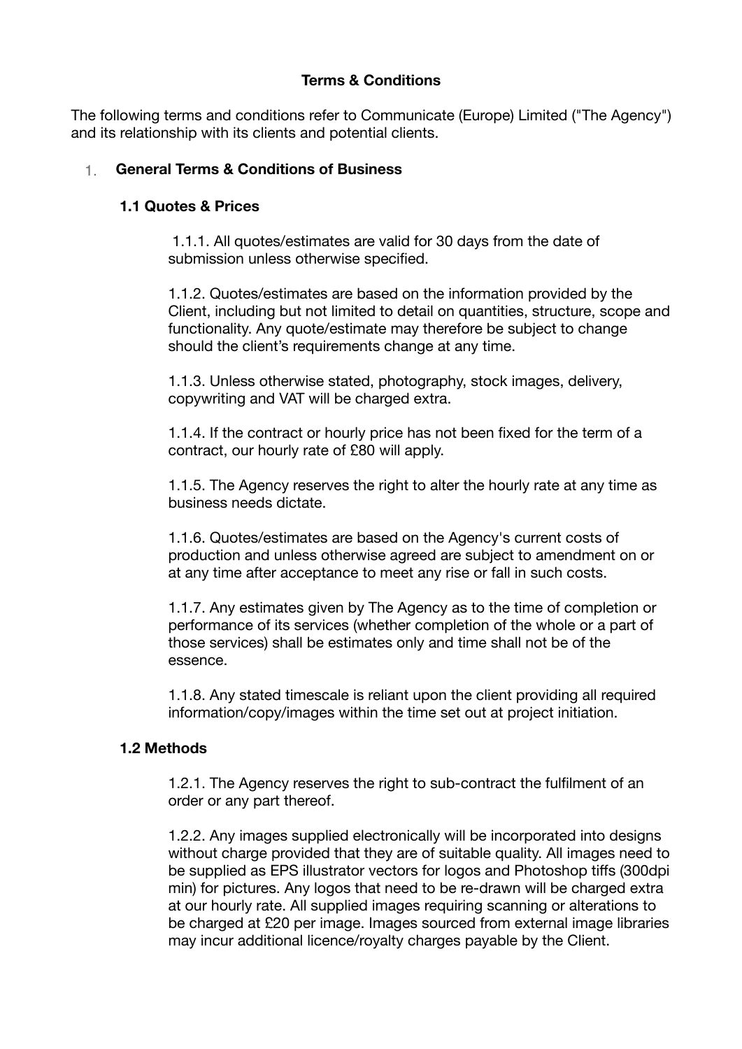# Terms & Conditions

The following terms and conditions refer to Communicate (Europe) Limited ("The Agency") and its relationship with its clients and potential clients.

## 1. General Terms & Conditions of Business

### 1.1 Quotes & Prices

1.1.1. All quotes/estimates are valid for 30 days from the date of submission unless otherwise specified.

1.1.2. Quotes/estimates are based on the information provided by the Client, including but not limited to detail on quantities, structure, scope and functionality. Any quote/estimate may therefore be subject to change should the client's requirements change at any time.

1.1.3. Unless otherwise stated, photography, stock images, delivery, copywriting and VAT will be charged extra.

1.1.4. If the contract or hourly price has not been fixed for the term of a contract, our hourly rate of £80 will apply.

1.1.5. The Agency reserves the right to alter the hourly rate at any time as business needs dictate.

1.1.6. Quotes/estimates are based on the Agency's current costs of production and unless otherwise agreed are subject to amendment on or at any time after acceptance to meet any rise or fall in such costs.

1.1.7. Any estimates given by The Agency as to the time of completion or performance of its services (whether completion of the whole or a part of those services) shall be estimates only and time shall not be of the essence.

1.1.8. Any stated timescale is reliant upon the client providing all required information/copy/images within the time set out at project initiation.

### 1.2 Methods

1.2.1. The Agency reserves the right to sub-contract the fulfilment of an order or any part thereof.

1.2.2. Any images supplied electronically will be incorporated into designs without charge provided that they are of suitable quality. All images need to be supplied as EPS illustrator vectors for logos and Photoshop tiffs (300dpi min) for pictures. Any logos that need to be re-drawn will be charged extra at our hourly rate. All supplied images requiring scanning or alterations to be charged at £20 per image. Images sourced from external image libraries may incur additional licence/royalty charges payable by the Client.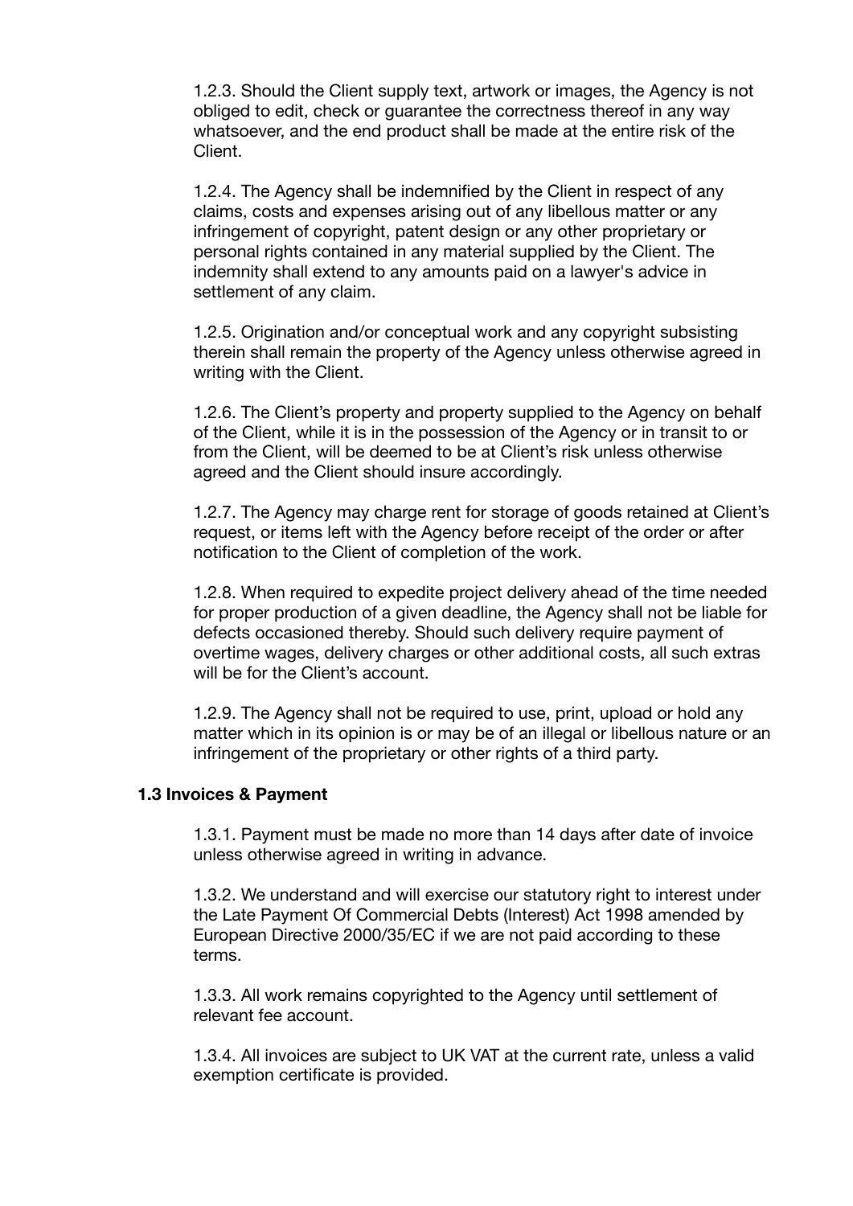1.2.3. Should the Client supply text, artwork or images, the Agency is not obliged to edit, check or guarantee the correctness thereof in any way whatsoever, and the end product shall be made at the entire risk of the Client.

1.2.4. The Agency shall be indemnified by the Client in respect of any claims, costs and expenses arising out of any libellous matter or any infringement of copyright, patent design or any other proprietary or personal rights contained in any material supplied by the Client. The indemnity shall extend to any amounts paid on a lawyer's advice in settlement of any claim.

1.2.5. Origination and/or conceptual work and any copyright subsisting therein shall remain the property of the Agency unless otherwise agreed in writing with the Client.

1.2.6. The Client's property and property supplied to the Agency on behalf of the Client, while it is in the possession of the Agency or in transit to or from the Client, will be deemed to be at Client's risk unless otherwise agreed and the Client should insure accordingly.

1.2.7. The Agency may charge rent for storage of goods retained at Client's request, or items left with the Agency before receipt of the order or after notification to the Client of completion of the work.

1.2.8. When required to expedite project delivery ahead of the time needed for proper production of a given deadline, the Agency shall not be liable for defects occasioned thereby. Should such delivery require payment of overtime wages, delivery charges or other additional costs, all such extras will be for the Client's account.

1.2.9. The Agency shall not be required to use, print, upload or hold any matter which in its opinion is or may be of an illegal or libellous nature or an infringement of the proprietary or other rights of a third party.

**1.3 Invoices & Payment**

1.3.1. Payment must be made no more than 14 days after date of invoice unless otherwise agreed in writing in advance.

1.3.2. We understand and will exercise our statutory right to interest under the Late Payment Of Commercial Debts (Interest) Act 1998 amended by European Directive 2000/35/EC if we are not paid according to these terms.

1.3.3. All work remains copyrighted to the Agency until settlement of relevant fee account.

1.3.4. All invoices are subject to UK VAT at the current rate, unless a valid exemption certificate is provided.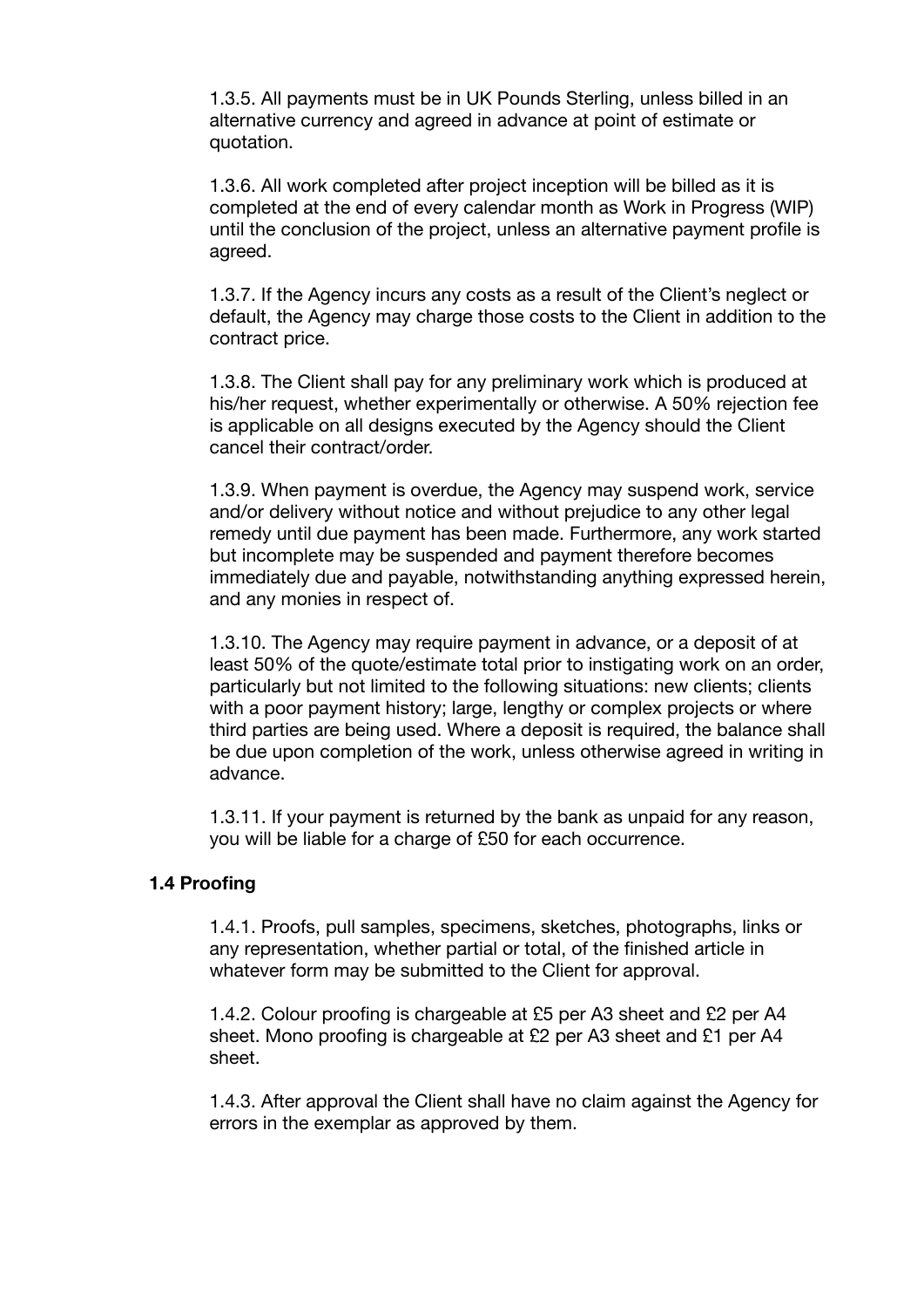1.3.5. All payments must be in UK Pounds Sterling, unless billed in an alternative currency and agreed in advance at point of estimate or quotation.

1.3.6. All work completed after project inception will be billed as it is completed at the end of every calendar month as Work in Progress (WIP) until the conclusion of the project, unless an alternative payment profile is agreed.

1.3.7. If the Agency incurs any costs as a result of the Client's neglect or default, the Agency may charge those costs to the Client in addition to the contract price.

1.3.8. The Client shall pay for any preliminary work which is produced at his/her request, whether experimentally or otherwise. A 50% rejection fee is applicable on all designs executed by the Agency should the Client cancel their contract/order.

1.3.9. When payment is overdue, the Agency may suspend work, service and/or delivery without notice and without prejudice to any other legal remedy until due payment has been made. Furthermore, any work started but incomplete may be suspended and payment therefore becomes immediately due and payable, notwithstanding anything expressed herein, and any monies in respect of.

1.3.10. The Agency may require payment in advance, or a deposit of at least 50% of the quote/estimate total prior to instigating work on an order, particularly but not limited to the following situations: new clients; clients with a poor payment history; large, lengthy or complex projects or where third parties are being used. Where a deposit is required, the balance shall be due upon completion of the work, unless otherwise agreed in writing in advance.

1.3.11. If your payment is returned by the bank as unpaid for any reason, you will be liable for a charge of £50 for each occurrence.

### 1.4 Proofing

1.4.1. Proofs, pull samples, specimens, sketches, photographs, links or any representation, whether partial or total, of the finished article in whatever form may be submitted to the Client for approval.

1.4.2. Colour proofing is chargeable at £5 per A3 sheet and £2 per A4 sheet. Mono proofing is chargeable at £2 per A3 sheet and £1 per A4 sheet.

1.4.3. After approval the Client shall have no claim against the Agency for errors in the exemplar as approved by them.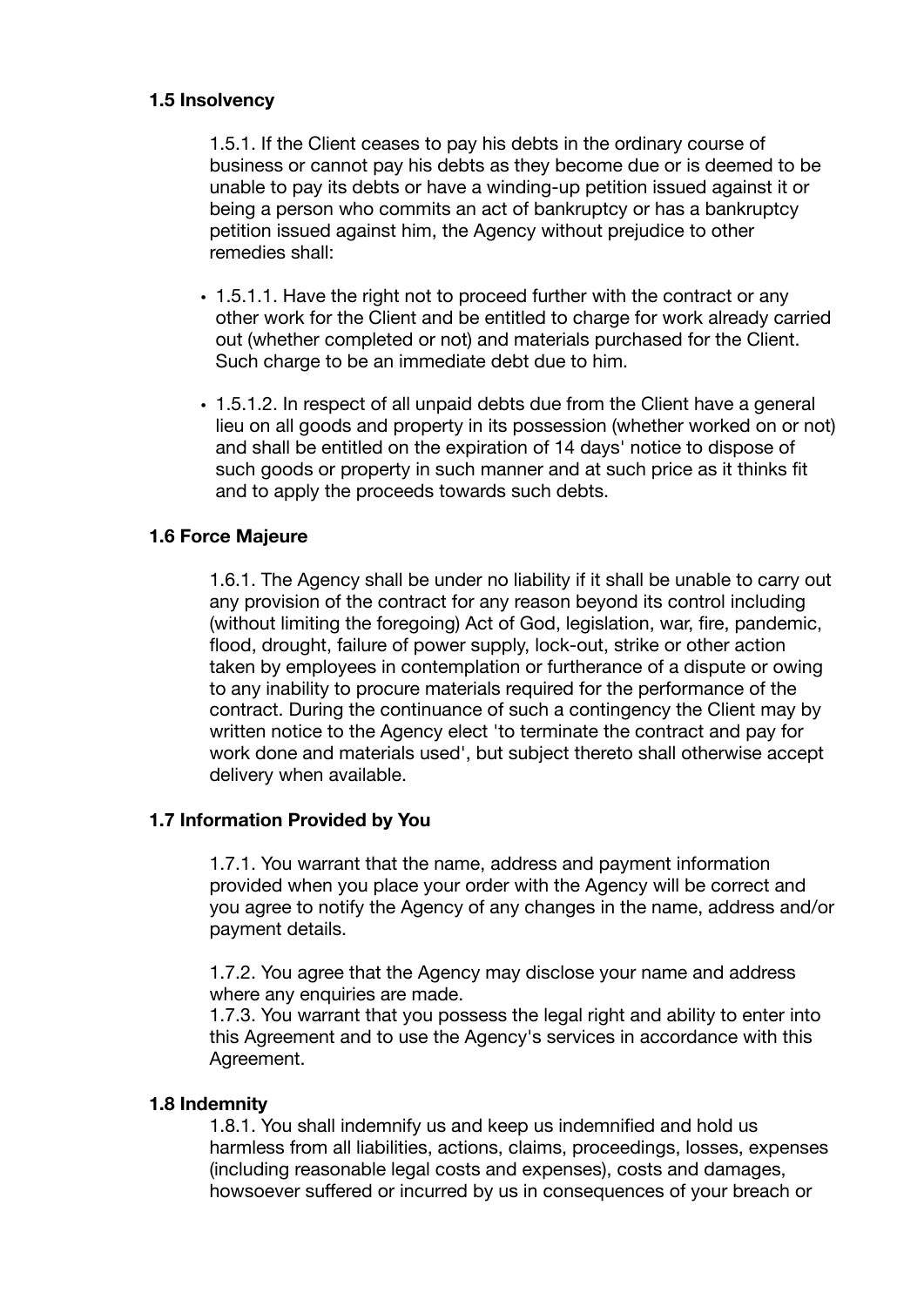### 1.5 Insolvency

1.5.1. If the Client ceases to pay his debts in the ordinary course of business or cannot pay his debts as they become due or is deemed to be unable to pay its debts or have a winding-up petition issued against it or being a person who commits an act of bankruptcy or has a bankruptcy petition issued against him, the Agency without prejudice to other remedies shall:

- 1.5.1.1. Have the right not to proceed further with the contract or any other work for the Client and be entitled to charge for work already carried out (whether completed or not) and materials purchased for the Client. Such charge to be an immediate debt due to him.
- 1.5.1.2. In respect of all unpaid debts due from the Client have a general lieu on all goods and property in its possession (whether worked on or not) and shall be entitled on the expiration of 14 days' notice to dispose of such goods or property in such manner and at such price as it thinks fit and to apply the proceeds towards such debts.

### 1.6 Force Majeure

1.6.1. The Agency shall be under no liability if it shall be unable to carry out any provision of the contract for any reason beyond its control including (without limiting the foregoing) Act of God, legislation, war, fire, pandemic, flood, drought, failure of power supply, lock-out, strike or other action taken by employees in contemplation or furtherance of a dispute or owing to any inability to procure materials required for the performance of the contract. During the continuance of such a contingency the Client may by written notice to the Agency elect 'to terminate the contract and pay for work done and materials used', but subject thereto shall otherwise accept delivery when available.

### 1.7 Information Provided by You

1.7.1. You warrant that the name, address and payment information provided when you place your order with the Agency will be correct and you agree to notify the Agency of any changes in the name, address and/or payment details.

1.7.2. You agree that the Agency may disclose your name and address where any enquiries are made.
1.7.3. You warrant that you possess the legal right and ability to enter into this Agreement and to use the Agency's services in accordance with this Agreement.

### 1.8 Indemnity

1.8.1. You shall indemnify us and keep us indemnified and hold us harmless from all liabilities, actions, claims, proceedings, losses, expenses (including reasonable legal costs and expenses), costs and damages, howsoever suffered or incurred by us in consequences of your breach or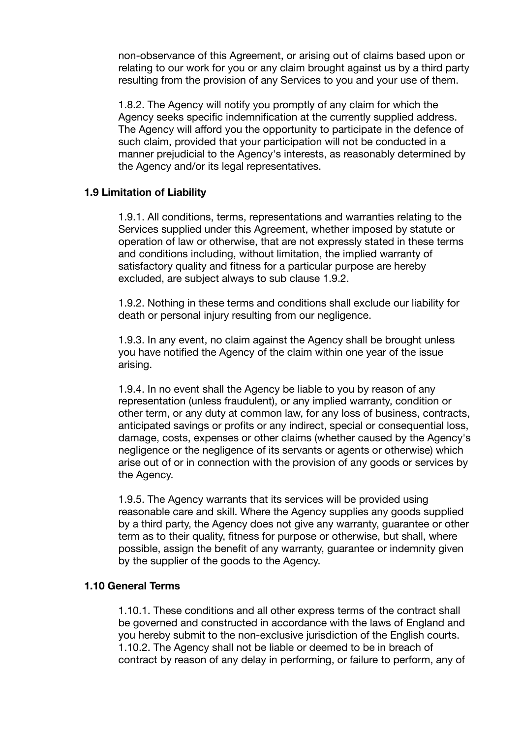non-observance of this Agreement, or arising out of claims based upon or relating to our work for you or any claim brought against us by a third party resulting from the provision of any Services to you and your use of them.

1.8.2. The Agency will notify you promptly of any claim for which the Agency seeks specific indemnification at the currently supplied address. The Agency will afford you the opportunity to participate in the defence of such claim, provided that your participation will not be conducted in a manner prejudicial to the Agency's interests, as reasonably determined by the Agency and/or its legal representatives.

**1.9 Limitation of Liability**

1.9.1. All conditions, terms, representations and warranties relating to the Services supplied under this Agreement, whether imposed by statute or operation of law or otherwise, that are not expressly stated in these terms and conditions including, without limitation, the implied warranty of satisfactory quality and fitness for a particular purpose are hereby excluded, are subject always to sub clause 1.9.2.

1.9.2. Nothing in these terms and conditions shall exclude our liability for death or personal injury resulting from our negligence.

1.9.3. In any event, no claim against the Agency shall be brought unless you have notified the Agency of the claim within one year of the issue arising.

1.9.4. In no event shall the Agency be liable to you by reason of any representation (unless fraudulent), or any implied warranty, condition or other term, or any duty at common law, for any loss of business, contracts, anticipated savings or profits or any indirect, special or consequential loss, damage, costs, expenses or other claims (whether caused by the Agency's negligence or the negligence of its servants or agents or otherwise) which arise out of or in connection with the provision of any goods or services by the Agency.

1.9.5. The Agency warrants that its services will be provided using reasonable care and skill. Where the Agency supplies any goods supplied by a third party, the Agency does not give any warranty, guarantee or other term as to their quality, fitness for purpose or otherwise, but shall, where possible, assign the benefit of any warranty, guarantee or indemnity given by the supplier of the goods to the Agency.

**1.10 General Terms**

1.10.1. These conditions and all other express terms of the contract shall be governed and constructed in accordance with the laws of England and you hereby submit to the non-exclusive jurisdiction of the English courts.
1.10.2. The Agency shall not be liable or deemed to be in breach of contract by reason of any delay in performing, or failure to perform, any of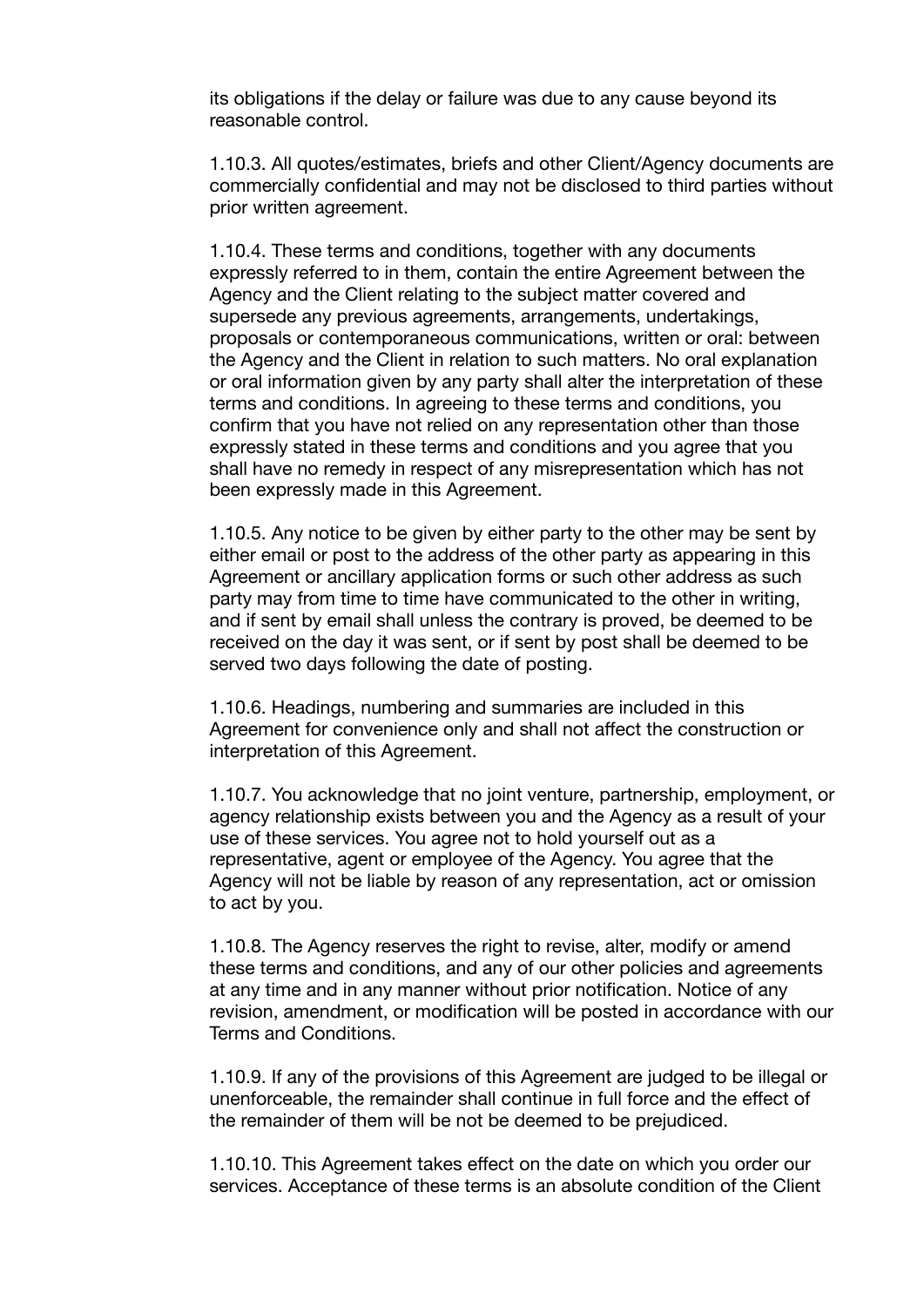its obligations if the delay or failure was due to any cause beyond its reasonable control.

1.10.3. All quotes/estimates, briefs and other Client/Agency documents are commercially confidential and may not be disclosed to third parties without prior written agreement.

1.10.4. These terms and conditions, together with any documents expressly referred to in them, contain the entire Agreement between the Agency and the Client relating to the subject matter covered and supersede any previous agreements, arrangements, undertakings, proposals or contemporaneous communications, written or oral: between the Agency and the Client in relation to such matters. No oral explanation or oral information given by any party shall alter the interpretation of these terms and conditions. In agreeing to these terms and conditions, you confirm that you have not relied on any representation other than those expressly stated in these terms and conditions and you agree that you shall have no remedy in respect of any misrepresentation which has not been expressly made in this Agreement.

1.10.5. Any notice to be given by either party to the other may be sent by either email or post to the address of the other party as appearing in this Agreement or ancillary application forms or such other address as such party may from time to time have communicated to the other in writing, and if sent by email shall unless the contrary is proved, be deemed to be received on the day it was sent, or if sent by post shall be deemed to be served two days following the date of posting.

1.10.6. Headings, numbering and summaries are included in this Agreement for convenience only and shall not affect the construction or interpretation of this Agreement.

1.10.7. You acknowledge that no joint venture, partnership, employment, or agency relationship exists between you and the Agency as a result of your use of these services. You agree not to hold yourself out as a representative, agent or employee of the Agency. You agree that the Agency will not be liable by reason of any representation, act or omission to act by you.

1.10.8. The Agency reserves the right to revise, alter, modify or amend these terms and conditions, and any of our other policies and agreements at any time and in any manner without prior notification. Notice of any revision, amendment, or modification will be posted in accordance with our Terms and Conditions.

1.10.9. If any of the provisions of this Agreement are judged to be illegal or unenforceable, the remainder shall continue in full force and the effect of the remainder of them will be not be deemed to be prejudiced.

1.10.10. This Agreement takes effect on the date on which you order our services. Acceptance of these terms is an absolute condition of the Client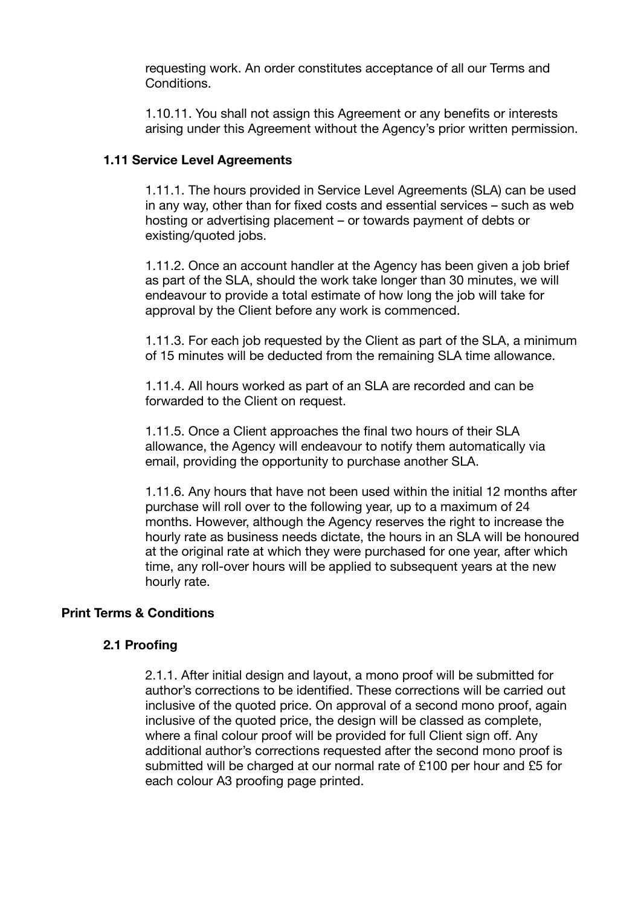requesting work. An order constitutes acceptance of all our Terms and Conditions.

1.10.11. You shall not assign this Agreement or any benefits or interests arising under this Agreement without the Agency's prior written permission.

### 1.11 Service Level Agreements

1.11.1. The hours provided in Service Level Agreements (SLA) can be used in any way, other than for fixed costs and essential services – such as web hosting or advertising placement – or towards payment of debts or existing/quoted jobs.

1.11.2. Once an account handler at the Agency has been given a job brief as part of the SLA, should the work take longer than 30 minutes, we will endeavour to provide a total estimate of how long the job will take for approval by the Client before any work is commenced.

1.11.3. For each job requested by the Client as part of the SLA, a minimum of 15 minutes will be deducted from the remaining SLA time allowance.

1.11.4. All hours worked as part of an SLA are recorded and can be forwarded to the Client on request.

1.11.5. Once a Client approaches the final two hours of their SLA allowance, the Agency will endeavour to notify them automatically via email, providing the opportunity to purchase another SLA.

1.11.6. Any hours that have not been used within the initial 12 months after purchase will roll over to the following year, up to a maximum of 24 months. However, although the Agency reserves the right to increase the hourly rate as business needs dictate, the hours in an SLA will be honoured at the original rate at which they were purchased for one year, after which time, any roll-over hours will be applied to subsequent years at the new hourly rate.

## Print Terms & Conditions

### 2.1 Proofing

2.1.1. After initial design and layout, a mono proof will be submitted for author's corrections to be identified. These corrections will be carried out inclusive of the quoted price. On approval of a second mono proof, again inclusive of the quoted price, the design will be classed as complete, where a final colour proof will be provided for full Client sign off. Any additional author's corrections requested after the second mono proof is submitted will be charged at our normal rate of £100 per hour and £5 for each colour A3 proofing page printed.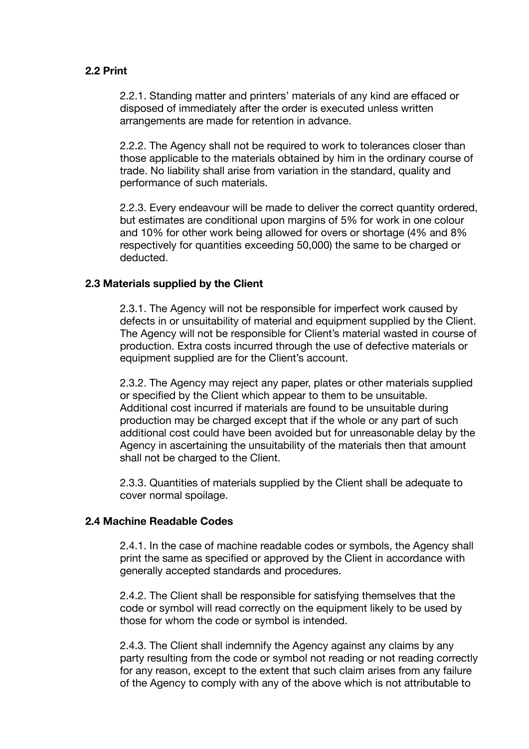### 2.2 Print

2.2.1. Standing matter and printers' materials of any kind are effaced or disposed of immediately after the order is executed unless written arrangements are made for retention in advance.

2.2.2. The Agency shall not be required to work to tolerances closer than those applicable to the materials obtained by him in the ordinary course of trade. No liability shall arise from variation in the standard, quality and performance of such materials.

2.2.3. Every endeavour will be made to deliver the correct quantity ordered, but estimates are conditional upon margins of 5% for work in one colour and 10% for other work being allowed for overs or shortage (4% and 8% respectively for quantities exceeding 50,000) the same to be charged or deducted.

### 2.3 Materials supplied by the Client

2.3.1. The Agency will not be responsible for imperfect work caused by defects in or unsuitability of material and equipment supplied by the Client. The Agency will not be responsible for Client's material wasted in course of production. Extra costs incurred through the use of defective materials or equipment supplied are for the Client's account.

2.3.2. The Agency may reject any paper, plates or other materials supplied or specified by the Client which appear to them to be unsuitable. Additional cost incurred if materials are found to be unsuitable during production may be charged except that if the whole or any part of such additional cost could have been avoided but for unreasonable delay by the Agency in ascertaining the unsuitability of the materials then that amount shall not be charged to the Client.

2.3.3. Quantities of materials supplied by the Client shall be adequate to cover normal spoilage.

### 2.4 Machine Readable Codes

2.4.1. In the case of machine readable codes or symbols, the Agency shall print the same as specified or approved by the Client in accordance with generally accepted standards and procedures.

2.4.2. The Client shall be responsible for satisfying themselves that the code or symbol will read correctly on the equipment likely to be used by those for whom the code or symbol is intended.

2.4.3. The Client shall indemnify the Agency against any claims by any party resulting from the code or symbol not reading or not reading correctly for any reason, except to the extent that such claim arises from any failure of the Agency to comply with any of the above which is not attributable to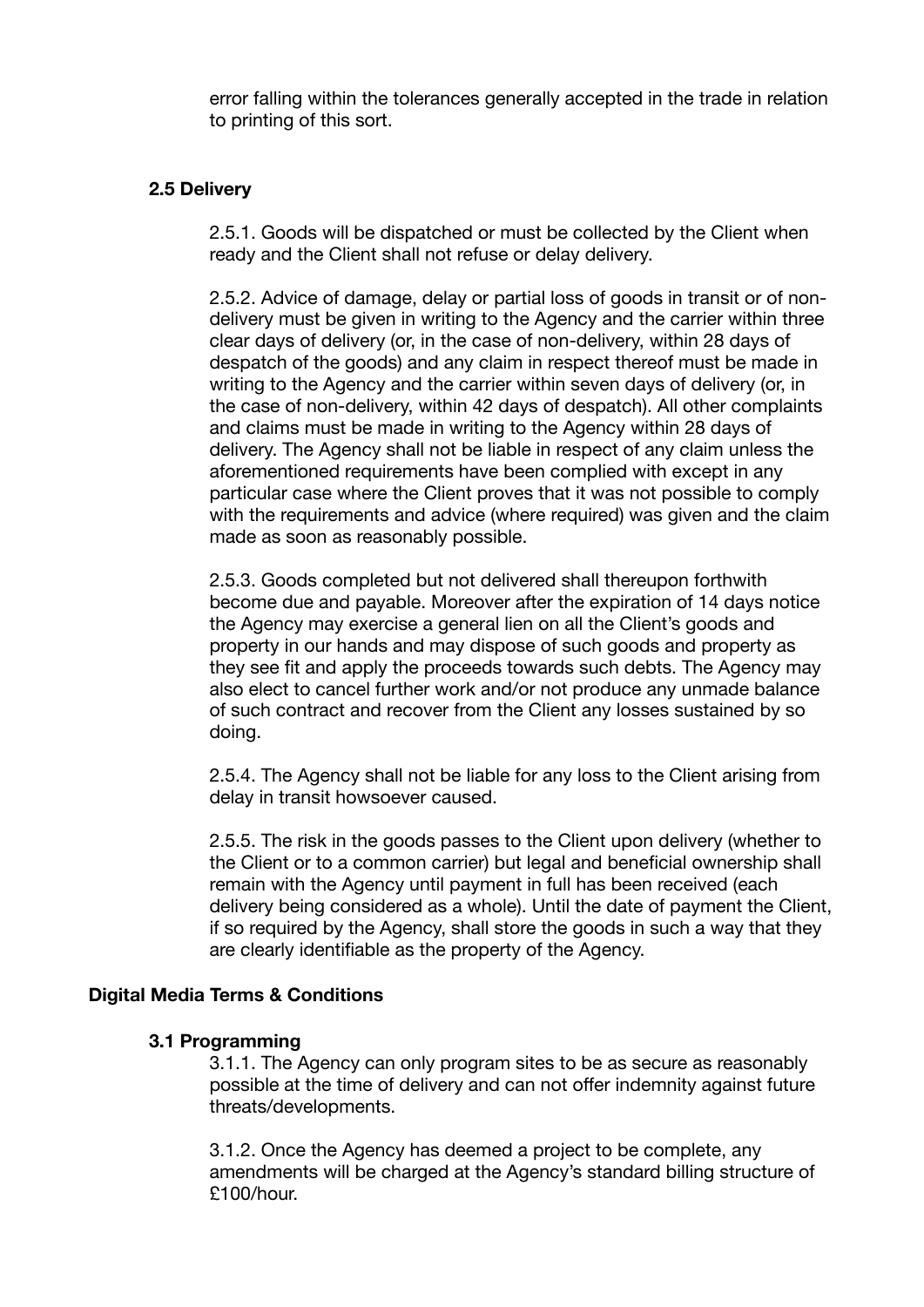error falling within the tolerances generally accepted in the trade in relation to printing of this sort.

### 2.5 Delivery

2.5.1. Goods will be dispatched or must be collected by the Client when ready and the Client shall not refuse or delay delivery.

2.5.2. Advice of damage, delay or partial loss of goods in transit or of non-delivery must be given in writing to the Agency and the carrier within three clear days of delivery (or, in the case of non-delivery, within 28 days of despatch of the goods) and any claim in respect thereof must be made in writing to the Agency and the carrier within seven days of delivery (or, in the case of non-delivery, within 42 days of despatch). All other complaints and claims must be made in writing to the Agency within 28 days of delivery. The Agency shall not be liable in respect of any claim unless the aforementioned requirements have been complied with except in any particular case where the Client proves that it was not possible to comply with the requirements and advice (where required) was given and the claim made as soon as reasonably possible.

2.5.3. Goods completed but not delivered shall thereupon forthwith become due and payable. Moreover after the expiration of 14 days notice the Agency may exercise a general lien on all the Client's goods and property in our hands and may dispose of such goods and property as they see fit and apply the proceeds towards such debts. The Agency may also elect to cancel further work and/or not produce any unmade balance of such contract and recover from the Client any losses sustained by so doing.

2.5.4. The Agency shall not be liable for any loss to the Client arising from delay in transit howsoever caused.

2.5.5. The risk in the goods passes to the Client upon delivery (whether to the Client or to a common carrier) but legal and beneficial ownership shall remain with the Agency until payment in full has been received (each delivery being considered as a whole). Until the date of payment the Client, if so required by the Agency, shall store the goods in such a way that they are clearly identifiable as the property of the Agency.

## Digital Media Terms & Conditions

### 3.1 Programming

3.1.1. The Agency can only program sites to be as secure as reasonably possible at the time of delivery and can not offer indemnity against future threats/developments.

3.1.2. Once the Agency has deemed a project to be complete, any amendments will be charged at the Agency's standard billing structure of £100/hour.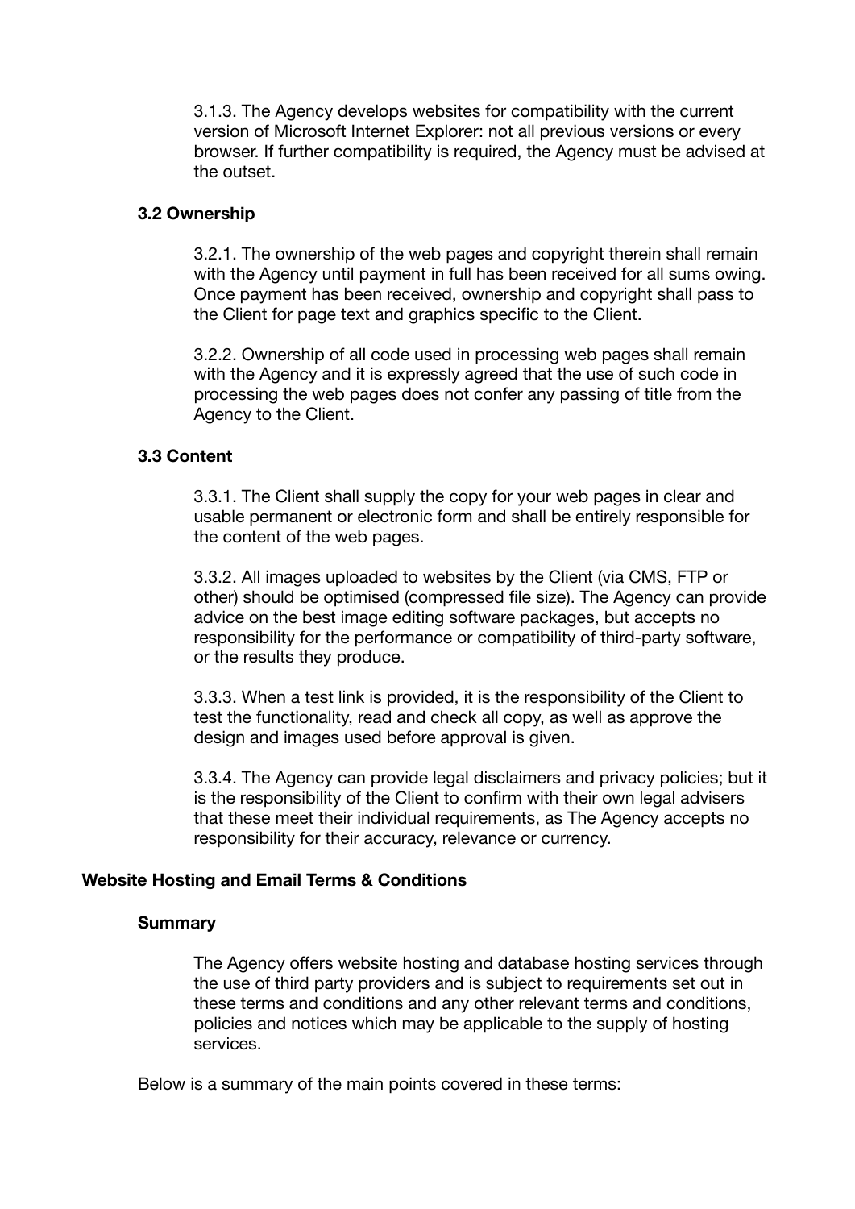3.1.3. The Agency develops websites for compatibility with the current version of Microsoft Internet Explorer: not all previous versions or every browser. If further compatibility is required, the Agency must be advised at the outset.

### 3.2 Ownership

3.2.1. The ownership of the web pages and copyright therein shall remain with the Agency until payment in full has been received for all sums owing. Once payment has been received, ownership and copyright shall pass to the Client for page text and graphics specific to the Client.

3.2.2. Ownership of all code used in processing web pages shall remain with the Agency and it is expressly agreed that the use of such code in processing the web pages does not confer any passing of title from the Agency to the Client.

### 3.3 Content

3.3.1. The Client shall supply the copy for your web pages in clear and usable permanent or electronic form and shall be entirely responsible for the content of the web pages.

3.3.2. All images uploaded to websites by the Client (via CMS, FTP or other) should be optimised (compressed file size). The Agency can provide advice on the best image editing software packages, but accepts no responsibility for the performance or compatibility of third-party software, or the results they produce.

3.3.3. When a test link is provided, it is the responsibility of the Client to test the functionality, read and check all copy, as well as approve the design and images used before approval is given.

3.3.4. The Agency can provide legal disclaimers and privacy policies; but it is the responsibility of the Client to confirm with their own legal advisers that these meet their individual requirements, as The Agency accepts no responsibility for their accuracy, relevance or currency.

## Website Hosting and Email Terms & Conditions

### Summary

The Agency offers website hosting and database hosting services through the use of third party providers and is subject to requirements set out in these terms and conditions and any other relevant terms and conditions, policies and notices which may be applicable to the supply of hosting services.

Below is a summary of the main points covered in these terms: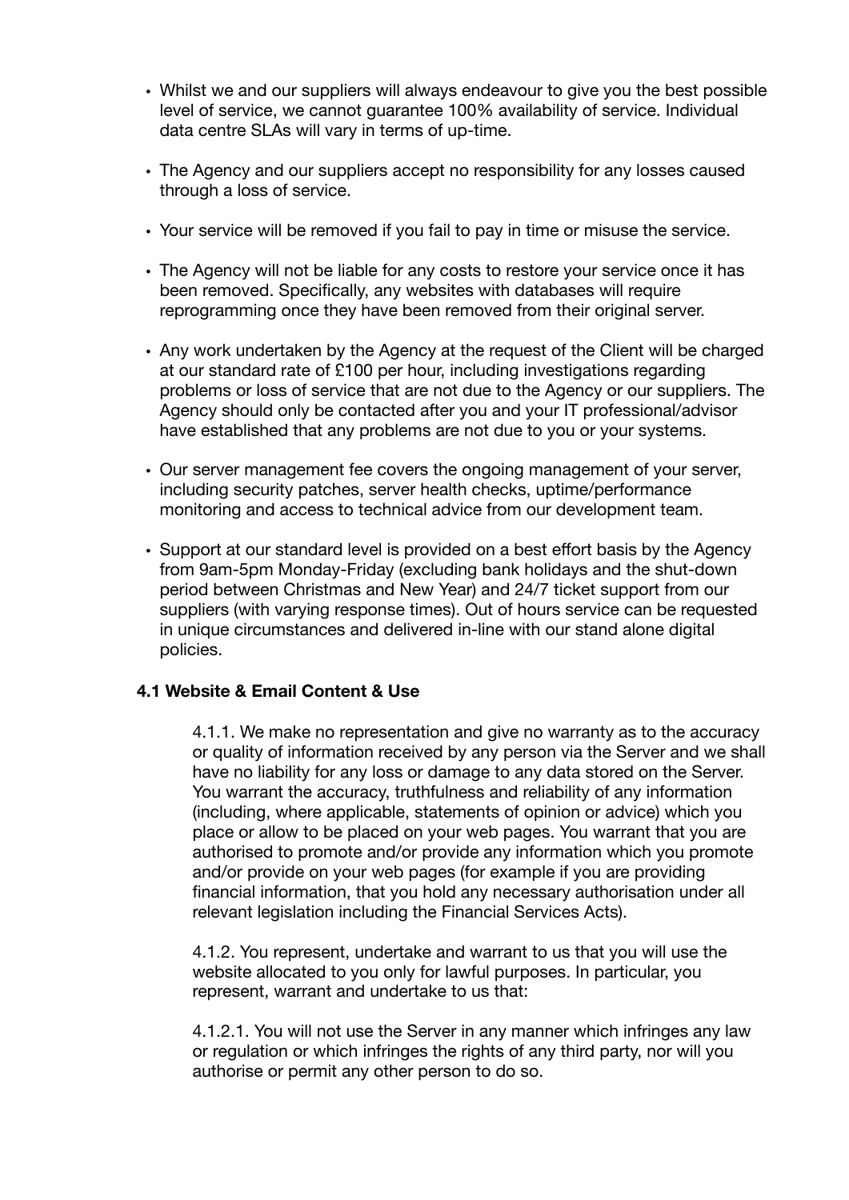- Whilst we and our suppliers will always endeavour to give you the best possible level of service, we cannot guarantee 100% availability of service. Individual data centre SLAs will vary in terms of up-time.

- The Agency and our suppliers accept no responsibility for any losses caused through a loss of service.

- Your service will be removed if you fail to pay in time or misuse the service.

- The Agency will not be liable for any costs to restore your service once it has been removed. Specifically, any websites with databases will require reprogramming once they have been removed from their original server.

- Any work undertaken by the Agency at the request of the Client will be charged at our standard rate of £100 per hour, including investigations regarding problems or loss of service that are not due to the Agency or our suppliers. The Agency should only be contacted after you and your IT professional/advisor have established that any problems are not due to you or your systems.

- Our server management fee covers the ongoing management of your server, including security patches, server health checks, uptime/performance monitoring and access to technical advice from our development team.

- Support at our standard level is provided on a best effort basis by the Agency from 9am-5pm Monday-Friday (excluding bank holidays and the shut-down period between Christmas and New Year) and 24/7 ticket support from our suppliers (with varying response times). Out of hours service can be requested in unique circumstances and delivered in-line with our stand alone digital policies.

**4.1 Website & Email Content & Use**

4.1.1. We make no representation and give no warranty as to the accuracy or quality of information received by any person via the Server and we shall have no liability for any loss or damage to any data stored on the Server. You warrant the accuracy, truthfulness and reliability of any information (including, where applicable, statements of opinion or advice) which you place or allow to be placed on your web pages. You warrant that you are authorised to promote and/or provide any information which you promote and/or provide on your web pages (for example if you are providing financial information, that you hold any necessary authorisation under all relevant legislation including the Financial Services Acts).

4.1.2. You represent, undertake and warrant to us that you will use the website allocated to you only for lawful purposes. In particular, you represent, warrant and undertake to us that:

4.1.2.1. You will not use the Server in any manner which infringes any law or regulation or which infringes the rights of any third party, nor will you authorise or permit any other person to do so.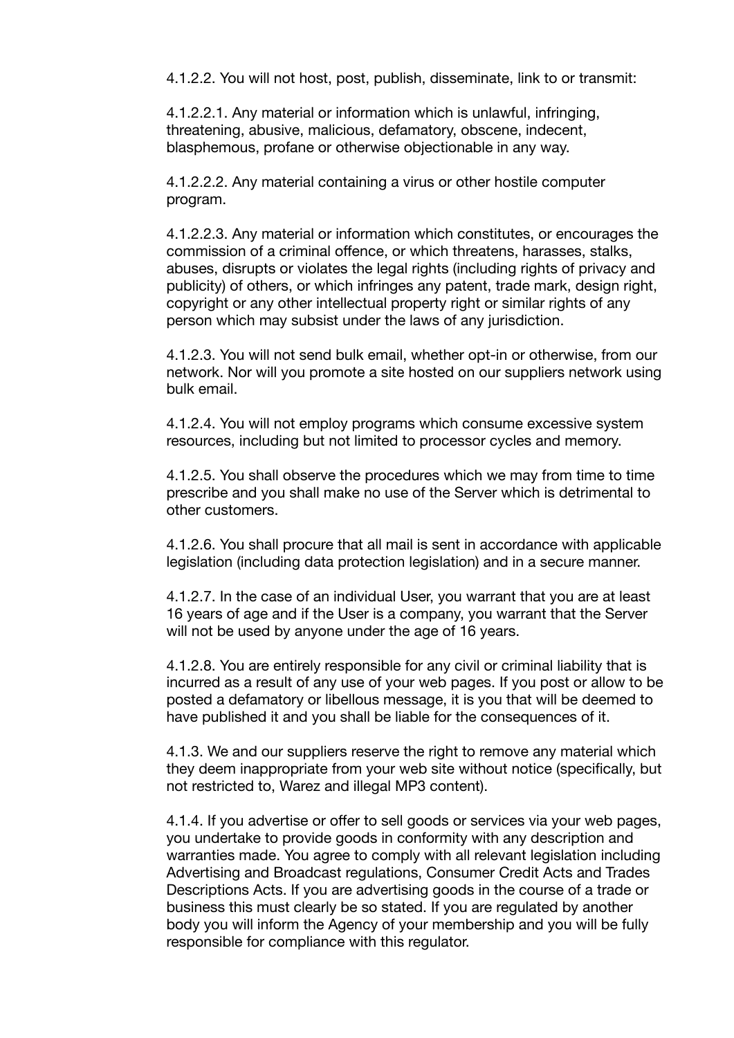4.1.2.2. You will not host, post, publish, disseminate, link to or transmit:

4.1.2.2.1. Any material or information which is unlawful, infringing, threatening, abusive, malicious, defamatory, obscene, indecent, blasphemous, profane or otherwise objectionable in any way.

4.1.2.2.2. Any material containing a virus or other hostile computer program.

4.1.2.2.3. Any material or information which constitutes, or encourages the commission of a criminal offence, or which threatens, harasses, stalks, abuses, disrupts or violates the legal rights (including rights of privacy and publicity) of others, or which infringes any patent, trade mark, design right, copyright or any other intellectual property right or similar rights of any person which may subsist under the laws of any jurisdiction.

4.1.2.3. You will not send bulk email, whether opt-in or otherwise, from our network. Nor will you promote a site hosted on our suppliers network using bulk email.

4.1.2.4. You will not employ programs which consume excessive system resources, including but not limited to processor cycles and memory.

4.1.2.5. You shall observe the procedures which we may from time to time prescribe and you shall make no use of the Server which is detrimental to other customers.

4.1.2.6. You shall procure that all mail is sent in accordance with applicable legislation (including data protection legislation) and in a secure manner.

4.1.2.7. In the case of an individual User, you warrant that you are at least 16 years of age and if the User is a company, you warrant that the Server will not be used by anyone under the age of 16 years.

4.1.2.8. You are entirely responsible for any civil or criminal liability that is incurred as a result of any use of your web pages. If you post or allow to be posted a defamatory or libellous message, it is you that will be deemed to have published it and you shall be liable for the consequences of it.

4.1.3. We and our suppliers reserve the right to remove any material which they deem inappropriate from your web site without notice (specifically, but not restricted to, Warez and illegal MP3 content).

4.1.4. If you advertise or offer to sell goods or services via your web pages, you undertake to provide goods in conformity with any description and warranties made. You agree to comply with all relevant legislation including Advertising and Broadcast regulations, Consumer Credit Acts and Trades Descriptions Acts. If you are advertising goods in the course of a trade or business this must clearly be so stated. If you are regulated by another body you will inform the Agency of your membership and you will be fully responsible for compliance with this regulator.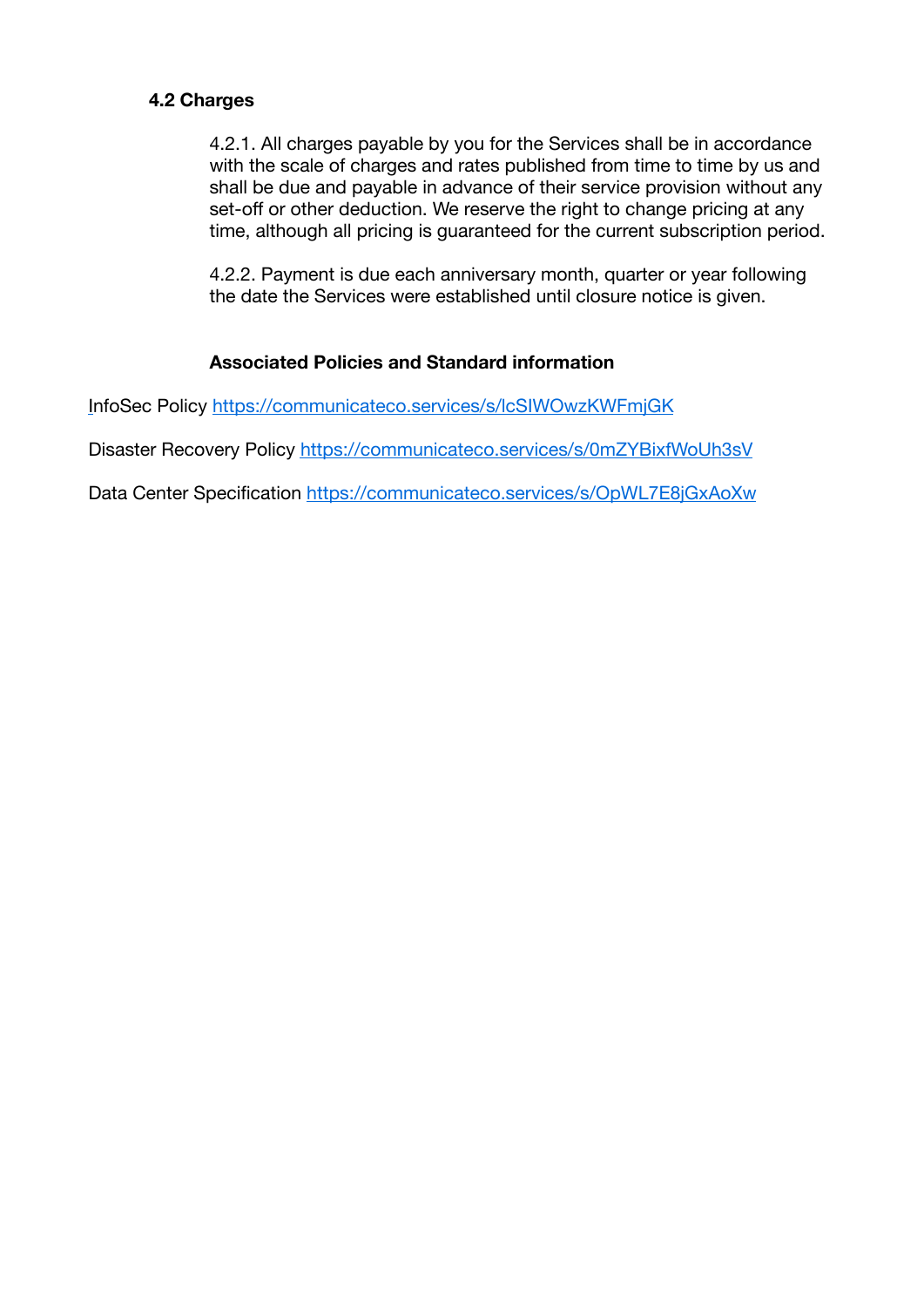### 4.2 Charges

4.2.1. All charges payable by you for the Services shall be in accordance with the scale of charges and rates published from time to time by us and shall be due and payable in advance of their service provision without any set-off or other deduction. We reserve the right to change pricing at any time, although all pricing is guaranteed for the current subscription period.

4.2.2. Payment is due each anniversary month, quarter or year following the date the Services were established until closure notice is given.

**Associated Policies and Standard information**

InfoSec Policy https://communicateco.services/s/lcSIWOwzKWFmjGK

Disaster Recovery Policy https://communicateco.services/s/0mZYBixfWoUh3sV

Data Center Specification https://communicateco.services/s/OpWL7E8jGxAoXw